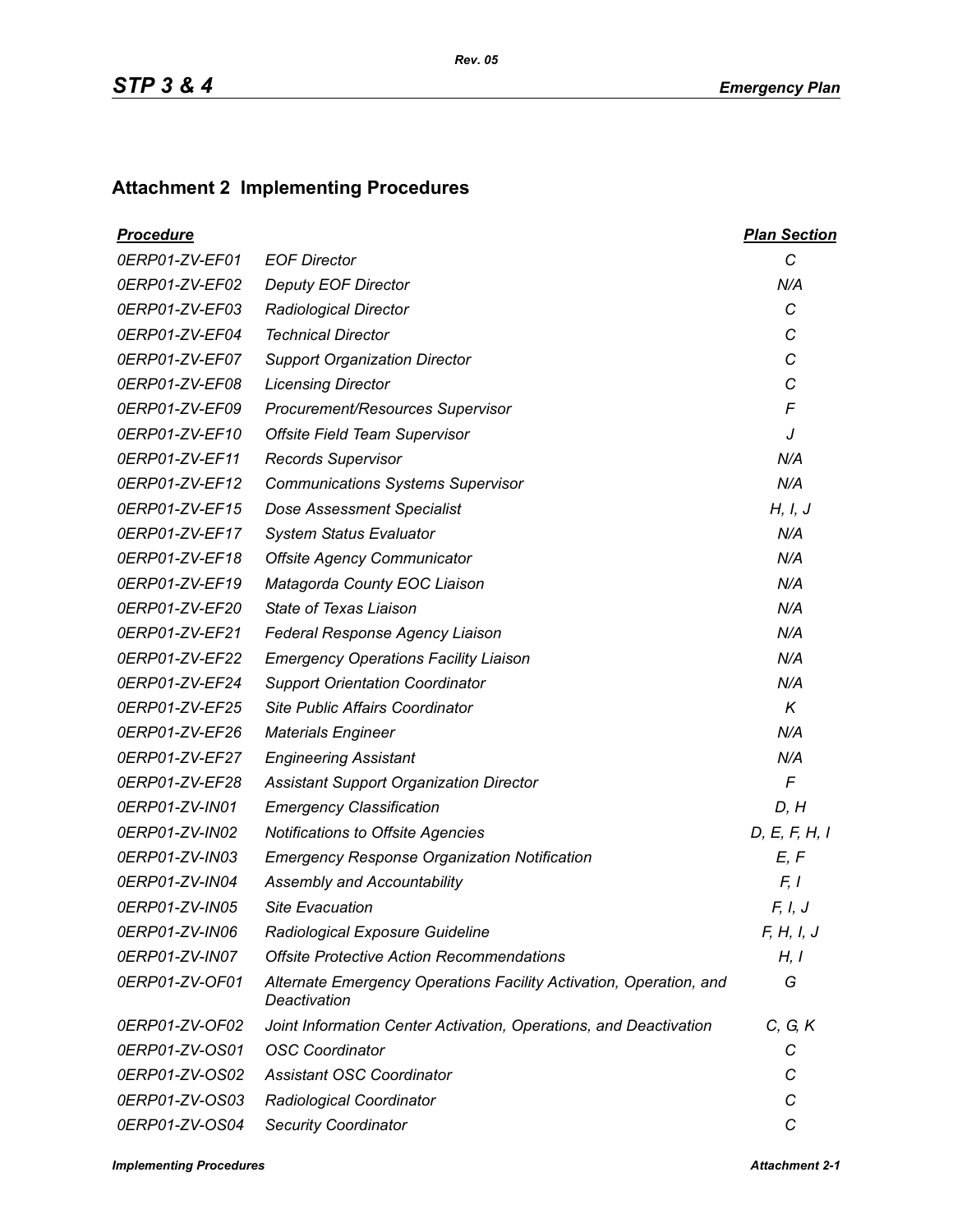## Attachment 2 Implementing Procedures

| *Procedure* | | *Plan Section* |
|---|---|---|
| *0ERP01-ZV-EF01* | *EOF Director* | *C* |
| *0ERP01-ZV-EF02* | *Deputy EOF Director* | *N/A* |
| *0ERP01-ZV-EF03* | *Radiological Director* | *C* |
| *0ERP01-ZV-EF04* | *Technical Director* | *C* |
| *0ERP01-ZV-EF07* | *Support Organization Director* | *C* |
| *0ERP01-ZV-EF08* | *Licensing Director* | *C* |
| *0ERP01-ZV-EF09* | *Procurement/Resources Supervisor* | *F* |
| *0ERP01-ZV-EF10* | *Offsite Field Team Supervisor* | *J* |
| *0ERP01-ZV-EF11* | *Records Supervisor* | *N/A* |
| *0ERP01-ZV-EF12* | *Communications Systems Supervisor* | *N/A* |
| *0ERP01-ZV-EF15* | *Dose Assessment Specialist* | *H, I, J* |
| *0ERP01-ZV-EF17* | *System Status Evaluator* | *N/A* |
| *0ERP01-ZV-EF18* | *Offsite Agency Communicator* | *N/A* |
| *0ERP01-ZV-EF19* | *Matagorda County EOC Liaison* | *N/A* |
| *0ERP01-ZV-EF20* | *State of Texas Liaison* | *N/A* |
| *0ERP01-ZV-EF21* | *Federal Response Agency Liaison* | *N/A* |
| *0ERP01-ZV-EF22* | *Emergency Operations Facility Liaison* | *N/A* |
| *0ERP01-ZV-EF24* | *Support Orientation Coordinator* | *N/A* |
| *0ERP01-ZV-EF25* | *Site Public Affairs Coordinator* | *K* |
| *0ERP01-ZV-EF26* | *Materials Engineer* | *N/A* |
| *0ERP01-ZV-EF27* | *Engineering Assistant* | *N/A* |
| *0ERP01-ZV-EF28* | *Assistant Support Organization Director* | *F* |
| *0ERP01-ZV-IN01* | *Emergency Classification* | *D, H* |
| *0ERP01-ZV-IN02* | *Notifications to Offsite Agencies* | *D, E, F, H, I* |
| *0ERP01-ZV-IN03* | *Emergency Response Organization Notification* | *E, F* |
| *0ERP01-ZV-IN04* | *Assembly and Accountability* | *F, I* |
| *0ERP01-ZV-IN05* | *Site Evacuation* | *F, I, J* |
| *0ERP01-ZV-IN06* | *Radiological Exposure Guideline* | *F, H, I, J* |
| *0ERP01-ZV-IN07* | *Offsite Protective Action Recommendations* | *H, I* |
| *0ERP01-ZV-OF01* | *Alternate Emergency Operations Facility Activation, Operation, and Deactivation* | *G* |
| *0ERP01-ZV-OF02* | *Joint Information Center Activation, Operations, and Deactivation* | *C, G, K* |
| *0ERP01-ZV-OS01* | *OSC Coordinator* | *C* |
| *0ERP01-ZV-OS02* | *Assistant OSC Coordinator* | *C* |
| *0ERP01-ZV-OS03* | *Radiological Coordinator* | *C* |
| *0ERP01-ZV-OS04* | *Security Coordinator* | *C* |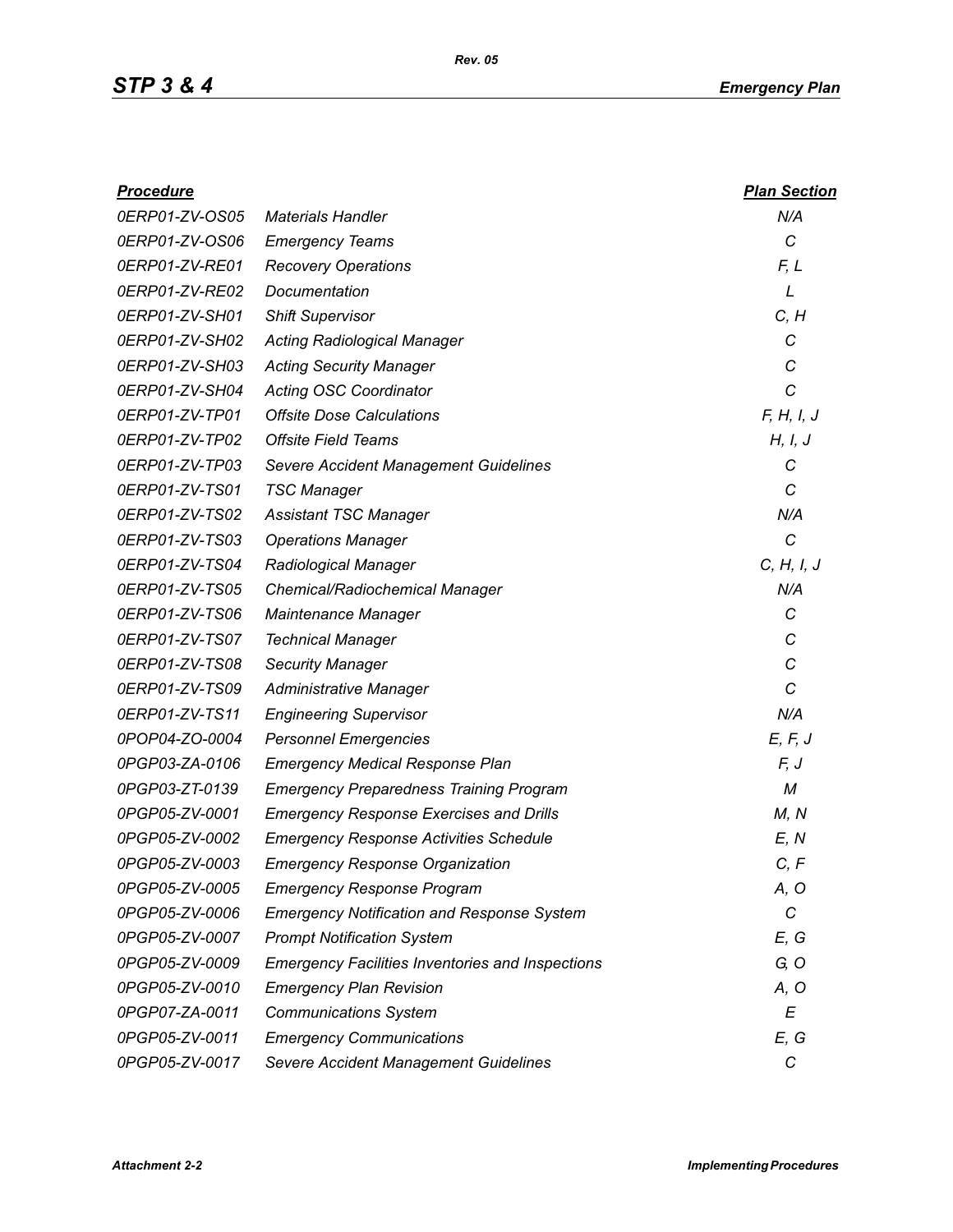| Procedure | | Plan Section |
|---|---|---|
| 0ERP01-ZV-OS05 | Materials Handler | N/A |
| 0ERP01-ZV-OS06 | Emergency Teams | C |
| 0ERP01-ZV-RE01 | Recovery Operations | F, L |
| 0ERP01-ZV-RE02 | Documentation | L |
| 0ERP01-ZV-SH01 | Shift Supervisor | C, H |
| 0ERP01-ZV-SH02 | Acting Radiological Manager | C |
| 0ERP01-ZV-SH03 | Acting Security Manager | C |
| 0ERP01-ZV-SH04 | Acting OSC Coordinator | C |
| 0ERP01-ZV-TP01 | Offsite Dose Calculations | F, H, I, J |
| 0ERP01-ZV-TP02 | Offsite Field Teams | H, I, J |
| 0ERP01-ZV-TP03 | Severe Accident Management Guidelines | C |
| 0ERP01-ZV-TS01 | TSC Manager | C |
| 0ERP01-ZV-TS02 | Assistant TSC Manager | N/A |
| 0ERP01-ZV-TS03 | Operations Manager | C |
| 0ERP01-ZV-TS04 | Radiological Manager | C, H, I, J |
| 0ERP01-ZV-TS05 | Chemical/Radiochemical Manager | N/A |
| 0ERP01-ZV-TS06 | Maintenance Manager | C |
| 0ERP01-ZV-TS07 | Technical Manager | C |
| 0ERP01-ZV-TS08 | Security Manager | C |
| 0ERP01-ZV-TS09 | Administrative Manager | C |
| 0ERP01-ZV-TS11 | Engineering Supervisor | N/A |
| 0POP04-ZO-0004 | Personnel Emergencies | E, F, J |
| 0PGP03-ZA-0106 | Emergency Medical Response Plan | F, J |
| 0PGP03-ZT-0139 | Emergency Preparedness Training Program | M |
| 0PGP05-ZV-0001 | Emergency Response Exercises and Drills | M, N |
| 0PGP05-ZV-0002 | Emergency Response Activities Schedule | E, N |
| 0PGP05-ZV-0003 | Emergency Response Organization | C, F |
| 0PGP05-ZV-0005 | Emergency Response Program | A, O |
| 0PGP05-ZV-0006 | Emergency Notification and Response System | C |
| 0PGP05-ZV-0007 | Prompt Notification System | E, G |
| 0PGP05-ZV-0009 | Emergency Facilities Inventories and Inspections | G, O |
| 0PGP05-ZV-0010 | Emergency Plan Revision | A, O |
| 0PGP07-ZA-0011 | Communications System | E |
| 0PGP05-ZV-0011 | Emergency Communications | E, G |
| 0PGP05-ZV-0017 | Severe Accident Management Guidelines | C |